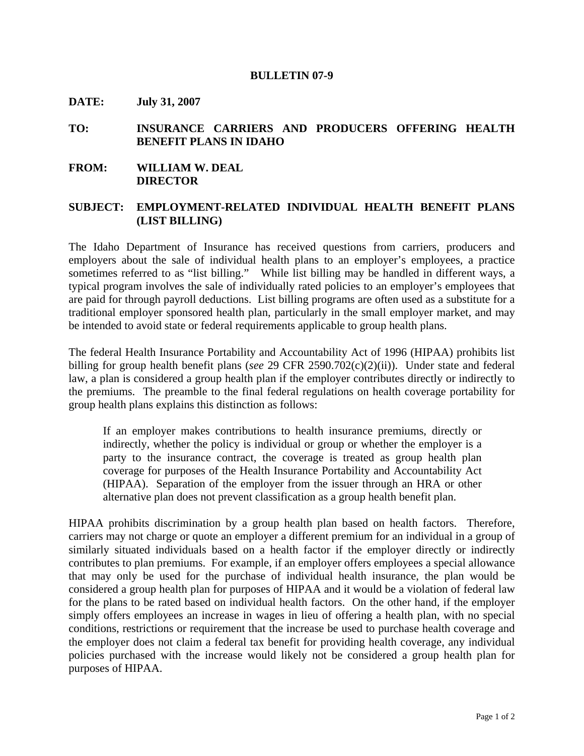# BULLETIN 07-9

**DATE:** **July 31, 2007**

**TO:** **INSURANCE CARRIERS AND PRODUCERS OFFERING HEALTH BENEFIT PLANS IN IDAHO**

**FROM:** **WILLIAM W. DEAL**
**DIRECTOR**

**SUBJECT:** **EMPLOYMENT-RELATED INDIVIDUAL HEALTH BENEFIT PLANS (LIST BILLING)**

The Idaho Department of Insurance has received questions from carriers, producers and employers about the sale of individual health plans to an employer's employees, a practice sometimes referred to as "list billing." While list billing may be handled in different ways, a typical program involves the sale of individually rated policies to an employer's employees that are paid for through payroll deductions. List billing programs are often used as a substitute for a traditional employer sponsored health plan, particularly in the small employer market, and may be intended to avoid state or federal requirements applicable to group health plans.

The federal Health Insurance Portability and Accountability Act of 1996 (HIPAA) prohibits list billing for group health benefit plans (*see* 29 CFR 2590.702(c)(2)(ii)). Under state and federal law, a plan is considered a group health plan if the employer contributes directly or indirectly to the premiums. The preamble to the final federal regulations on health coverage portability for group health plans explains this distinction as follows:

> If an employer makes contributions to health insurance premiums, directly or indirectly, whether the policy is individual or group or whether the employer is a party to the insurance contract, the coverage is treated as group health plan coverage for purposes of the Health Insurance Portability and Accountability Act (HIPAA). Separation of the employer from the issuer through an HRA or other alternative plan does not prevent classification as a group health benefit plan.

HIPAA prohibits discrimination by a group health plan based on health factors. Therefore, carriers may not charge or quote an employer a different premium for an individual in a group of similarly situated individuals based on a health factor if the employer directly or indirectly contributes to plan premiums. For example, if an employer offers employees a special allowance that may only be used for the purchase of individual health insurance, the plan would be considered a group health plan for purposes of HIPAA and it would be a violation of federal law for the plans to be rated based on individual health factors. On the other hand, if the employer simply offers employees an increase in wages in lieu of offering a health plan, with no special conditions, restrictions or requirement that the increase be used to purchase health coverage and the employer does not claim a federal tax benefit for providing health coverage, any individual policies purchased with the increase would likely not be considered a group health plan for purposes of HIPAA.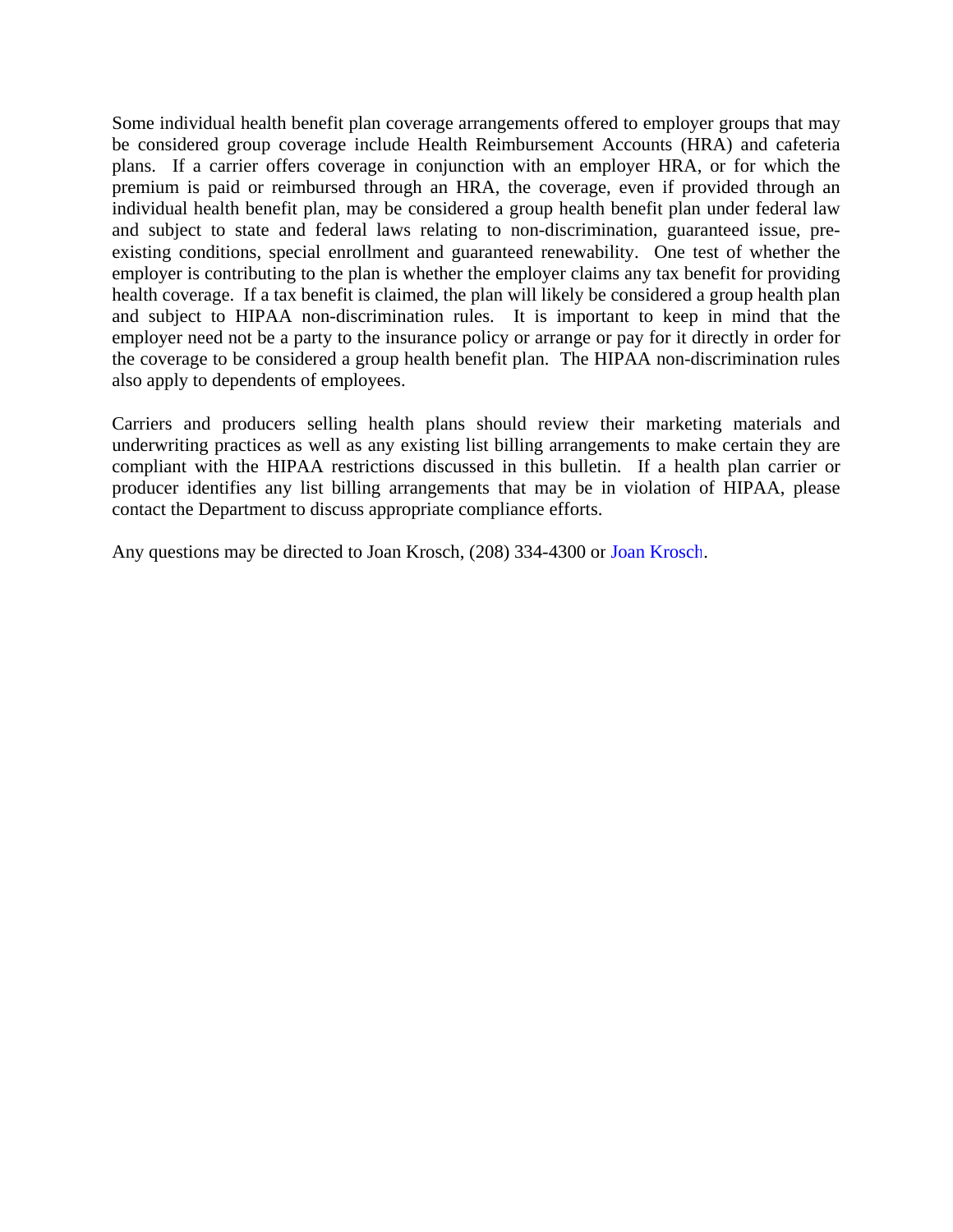Some individual health benefit plan coverage arrangements offered to employer groups that may be considered group coverage include Health Reimbursement Accounts (HRA) and cafeteria plans. If a carrier offers coverage in conjunction with an employer HRA, or for which the premium is paid or reimbursed through an HRA, the coverage, even if provided through an individual health benefit plan, may be considered a group health benefit plan under federal law and subject to state and federal laws relating to non-discrimination, guaranteed issue, pre-existing conditions, special enrollment and guaranteed renewability. One test of whether the employer is contributing to the plan is whether the employer claims any tax benefit for providing health coverage. If a tax benefit is claimed, the plan will likely be considered a group health plan and subject to HIPAA non-discrimination rules. It is important to keep in mind that the employer need not be a party to the insurance policy or arrange or pay for it directly in order for the coverage to be considered a group health benefit plan. The HIPAA non-discrimination rules also apply to dependents of employees.

Carriers and producers selling health plans should review their marketing materials and underwriting practices as well as any existing list billing arrangements to make certain they are compliant with the HIPAA restrictions discussed in this bulletin. If a health plan carrier or producer identifies any list billing arrangements that may be in violation of HIPAA, please contact the Department to discuss appropriate compliance efforts.

Any questions may be directed to Joan Krosch, (208) 334-4300 or Joan Krosch.